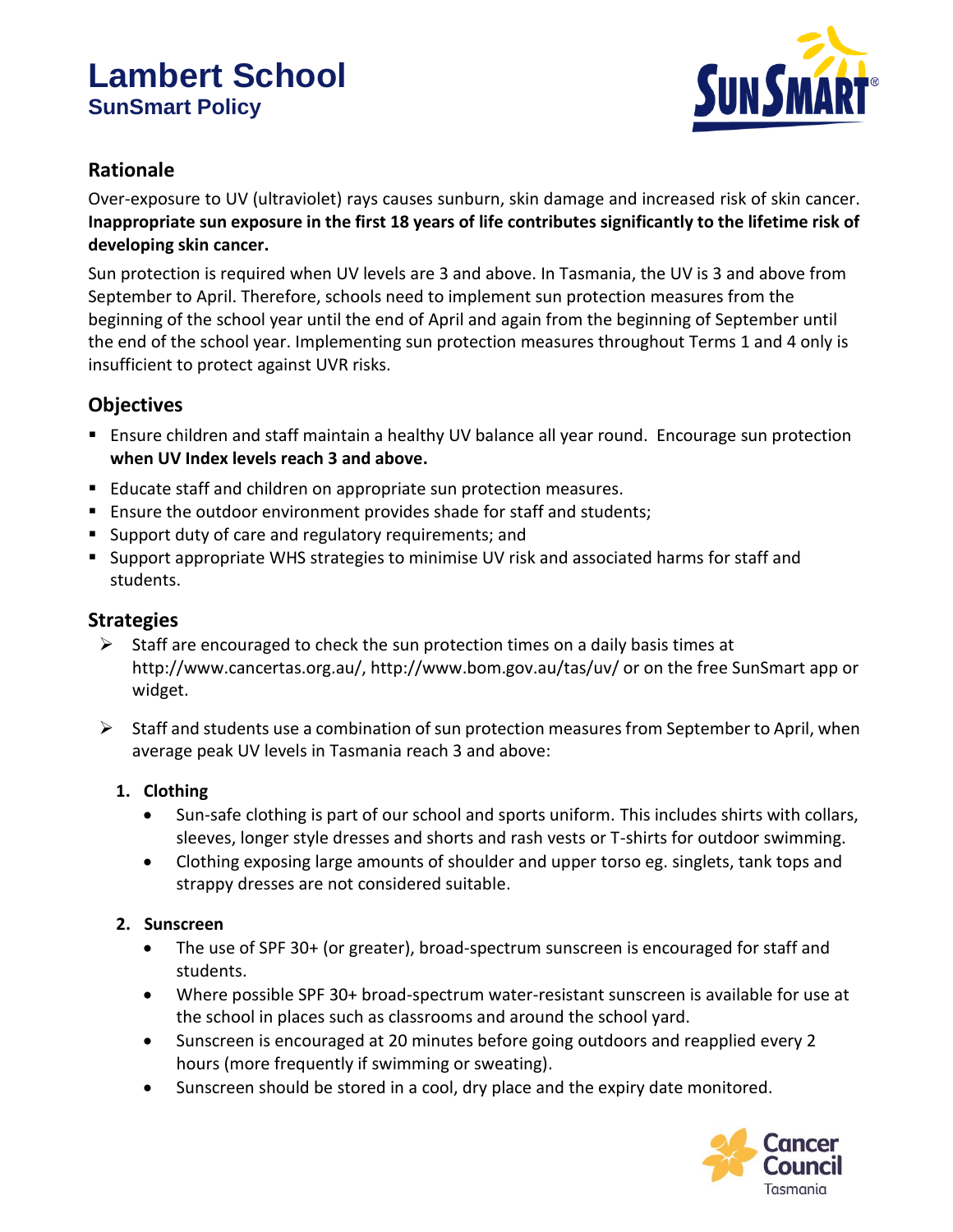# Lambert School

## SunSmart Policy

### Rationale

Over-exposure to UV (ultraviolet) rays causes sunburn, skin damage and increased risk of skin cancer. **Inappropriate sun exposure in the first 18 years of life contributes significantly to the lifetime risk of developing skin cancer.**

Sun protection is required when UV levels are 3 and above. In Tasmania, the UV is 3 and above from September to April. Therefore, schools need to implement sun protection measures from the beginning of the school year until the end of April and again from the beginning of September until the end of the school year. Implementing sun protection measures throughout Terms 1 and 4 only is insufficient to protect against UVR risks.

### Objectives

- Ensure children and staff maintain a healthy UV balance all year round. Encourage sun protection **when UV Index levels reach 3 and above.**
- Educate staff and children on appropriate sun protection measures.
- Ensure the outdoor environment provides shade for staff and students;
- Support duty of care and regulatory requirements; and
- Support appropriate WHS strategies to minimise UV risk and associated harms for staff and students.

### Strategies

- Staff are encouraged to check the sun protection times on a daily basis times at http://www.cancertas.org.au/, http://www.bom.gov.au/tas/uv/ or on the free SunSmart app or widget.
- Staff and students use a combination of sun protection measures from September to April, when average peak UV levels in Tasmania reach 3 and above:

1. **Clothing**
   - Sun-safe clothing is part of our school and sports uniform. This includes shirts with collars, sleeves, longer style dresses and shorts and rash vests or T-shirts for outdoor swimming.
   - Clothing exposing large amounts of shoulder and upper torso eg. singlets, tank tops and strappy dresses are not considered suitable.

2. **Sunscreen**
   - The use of SPF 30+ (or greater), broad-spectrum sunscreen is encouraged for staff and students.
   - Where possible SPF 30+ broad-spectrum water-resistant sunscreen is available for use at the school in places such as classrooms and around the school yard.
   - Sunscreen is encouraged at 20 minutes before going outdoors and reapplied every 2 hours (more frequently if swimming or sweating).
   - Sunscreen should be stored in a cool, dry place and the expiry date monitored.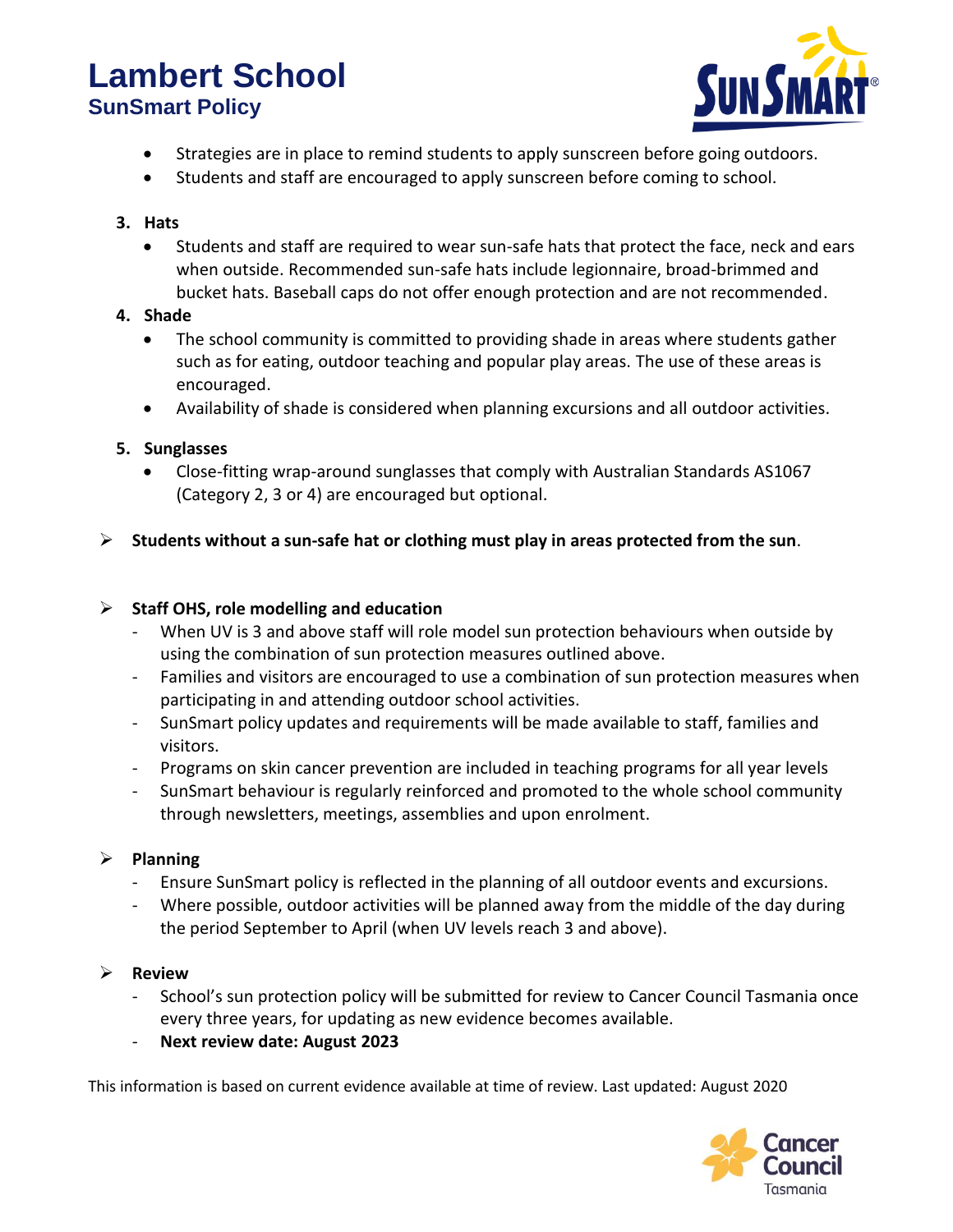- Strategies are in place to remind students to apply sunscreen before going outdoors.
- Students and staff are encouraged to apply sunscreen before coming to school.

3. **Hats**
   - Students and staff are required to wear sun-safe hats that protect the face, neck and ears when outside. Recommended sun-safe hats include legionnaire, broad-brimmed and bucket hats. Baseball caps do not offer enough protection and are not recommended.
4. **Shade**
   - The school community is committed to providing shade in areas where students gather such as for eating, outdoor teaching and popular play areas. The use of these areas is encouraged.
   - Availability of shade is considered when planning excursions and all outdoor activities.
5. **Sunglasses**
   - Close-fitting wrap-around sunglasses that comply with Australian Standards AS1067 (Category 2, 3 or 4) are encouraged but optional.

- **Students without a sun-safe hat or clothing must play in areas protected from the sun**.

- **Staff OHS, role modelling and education**
  - When UV is 3 and above staff will role model sun protection behaviours when outside by using the combination of sun protection measures outlined above.
  - Families and visitors are encouraged to use a combination of sun protection measures when participating in and attending outdoor school activities.
  - SunSmart policy updates and requirements will be made available to staff, families and visitors.
  - Programs on skin cancer prevention are included in teaching programs for all year levels
  - SunSmart behaviour is regularly reinforced and promoted to the whole school community through newsletters, meetings, assemblies and upon enrolment.

- **Planning**
  - Ensure SunSmart policy is reflected in the planning of all outdoor events and excursions.
  - Where possible, outdoor activities will be planned away from the middle of the day during the period September to April (when UV levels reach 3 and above).

- **Review**
  - School's sun protection policy will be submitted for review to Cancer Council Tasmania once every three years, for updating as new evidence becomes available.
  - **Next review date: August 2023**

This information is based on current evidence available at time of review. Last updated: August 2020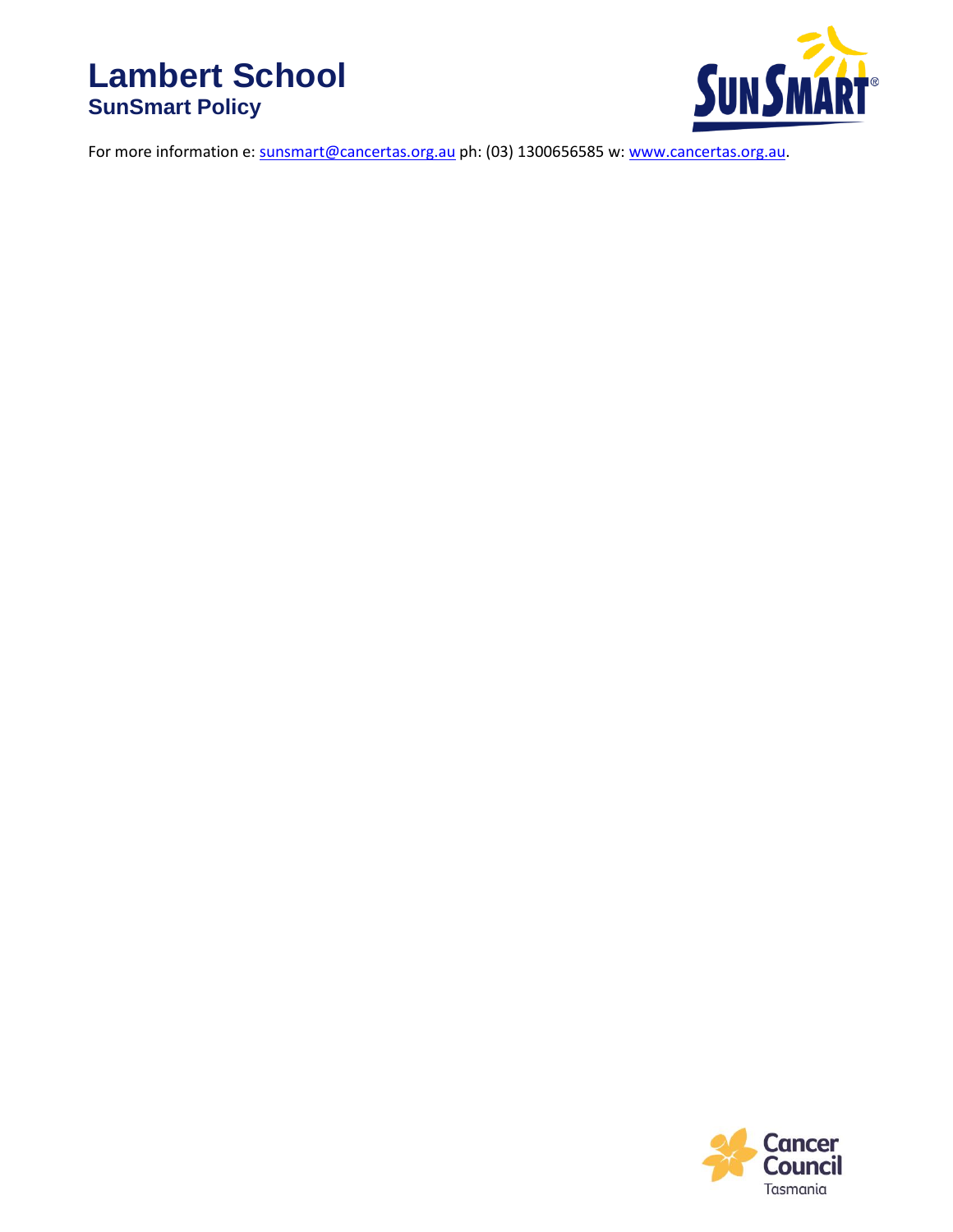# Lambert School

## SunSmart Policy

For more information e: [sunsmart@cancertas.org.au](mailto:sunsmart@cancertas.org.au) ph: (03) 1300656585 w: [www.cancertas.org.au](http://www.cancertas.org.au).